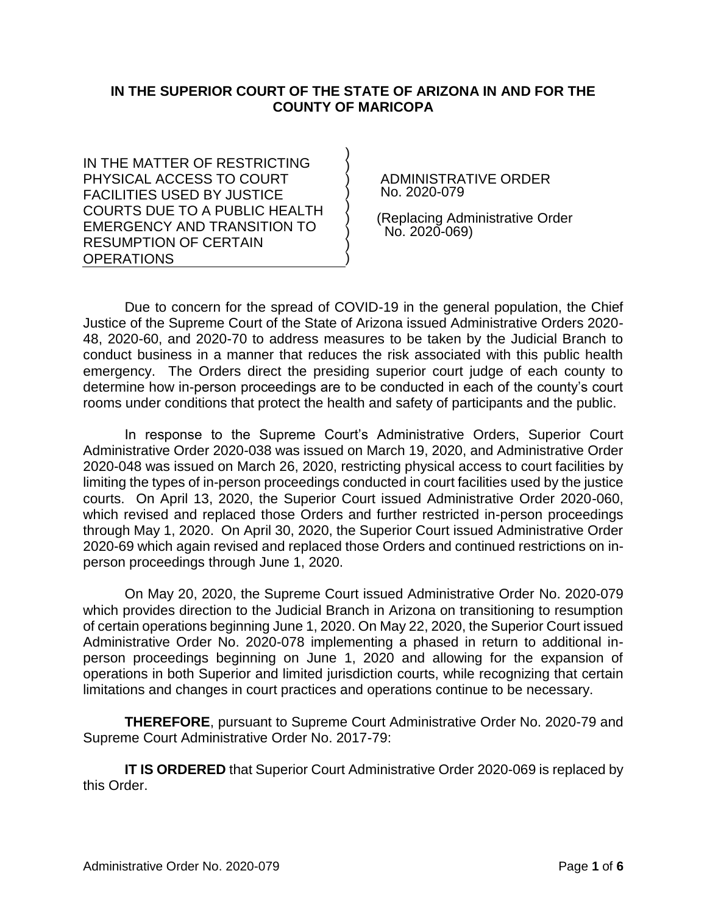**IN THE SUPERIOR COURT OF THE STATE OF ARIZONA IN AND FOR THE COUNTY OF MAROCOPA**

IN THE MATTER OF RESTRICTING PHYSICAL ACCESS TO COURT FACILITIES USED BY JUSTICE COURTS DUE TO A PUBLIC HEALTH EMERGENCY AND TRANSITION TO RESUMPTION OF CERTAIN OPERATIONS

ADMINISTRATIVE ORDER No. 2020-079

(Replacing Administrative Order No. 2020-069)

Due to concern for the spread of COVID-19 in the general population, the Chief Justice of the Supreme Court of the State of Arizona issued Administrative Orders 2020-48, 2020-60, and 2020-70 to address measures to be taken by the Judicial Branch to conduct business in a manner that reduces the risk associated with this public health emergency. The Orders direct the presiding superior court judge of each county to determine how in-person proceedings are to be conducted in each of the county's court rooms under conditions that protect the health and safety of participants and the public.

In response to the Supreme Court's Administrative Orders, Superior Court Administrative Order 2020-038 was issued on March 19, 2020, and Administrative Order 2020-048 was issued on March 26, 2020, restricting physical access to court facilities by limiting the types of in-person proceedings conducted in court facilities used by the justice courts. On April 13, 2020, the Superior Court issued Administrative Order 2020-060, which revised and replaced those Orders and further restricted in-person proceedings through May 1, 2020. On April 30, 2020, the Superior Court issued Administrative Order 2020-69 which again revised and replaced those Orders and continued restrictions on in-person proceedings through June 1, 2020.

On May 20, 2020, the Supreme Court issued Administrative Order No. 2020-079 which provides direction to the Judicial Branch in Arizona on transitioning to resumption of certain operations beginning June 1, 2020. On May 22, 2020, the Superior Court issued Administrative Order No. 2020-078 implementing a phased in return to additional in-person proceedings beginning on June 1, 2020 and allowing for the expansion of operations in both Superior and limited jurisdiction courts, while recognizing that certain limitations and changes in court practices and operations continue to be necessary.

**THEREFORE**, pursuant to Supreme Court Administrative Order No. 2020-79 and Supreme Court Administrative Order No. 2017-79:

**IT IS ORDERED** that Superior Court Administrative Order 2020-069 is replaced by this Order.

**IN THE SUPERIOR COURT OF THE STATE OF ARIZONA IN AND FOR THE COUNTY OF MARICOPA**

IN THE MATTER OF RESTRICTING PHYSICAL ACCESS TO COURT FACILITIES USED BY JUSTICE COURTS DUE TO A PUBLIC HEALTH EMERGENCY AND TRANSITION TO RESUMPTION OF CERTAIN OPERATIONS

ADMINISTRATIVE ORDER No. 2020-079

(Replacing Administrative Order No. 2020-069)

Due to concern for the spread of COVID-19 in the general population, the Chief Justice of the Supreme Court of the State of Arizona issued Administrative Orders 2020-48, 2020-60, and 2020-70 to address measures to be taken by the Judicial Branch to conduct business in a manner that reduces the risk associated with this public health emergency. The Orders direct the presiding superior court judge of each county to determine how in-person proceedings are to be conducted in each of the county's court rooms under conditions that protect the health and safety of participants and the public.

In response to the Supreme Court's Administrative Orders, Superior Court Administrative Order 2020-038 was issued on March 19, 2020, and Administrative Order 2020-048 was issued on March 26, 2020, restricting physical access to court facilities by limiting the types of in-person proceedings conducted in court facilities used by the justice courts. On April 13, 2020, the Superior Court issued Administrative Order 2020-060, which revised and replaced those Orders and further restricted in-person proceedings through May 1, 2020. On April 30, 2020, the Superior Court issued Administrative Order 2020-69 which again revised and replaced those Orders and continued restrictions on in-person proceedings through June 1, 2020.

On May 20, 2020, the Supreme Court issued Administrative Order No. 2020-079 which provides direction to the Judicial Branch in Arizona on transitioning to resumption of certain operations beginning June 1, 2020. On May 22, 2020, the Superior Court issued Administrative Order No. 2020-078 implementing a phased in return to additional in-person proceedings beginning on June 1, 2020 and allowing for the expansion of operations in both Superior and limited jurisdiction courts, while recognizing that certain limitations and changes in court practices and operations continue to be necessary.

**THEREFORE**, pursuant to Supreme Court Administrative Order No. 2020-79 and Supreme Court Administrative Order No. 2017-79:

**IT IS ORDERED** that Superior Court Administrative Order 2020-069 is replaced by this Order.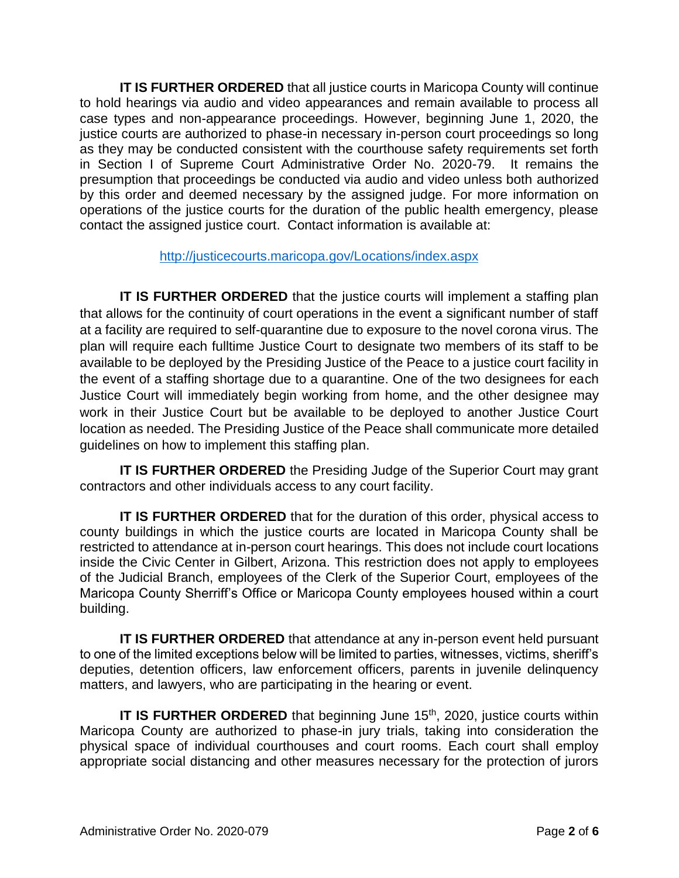**IT IS FURTHER ORDERED** that all justice courts in Maricopa County will continue to hold hearings via audio and video appearances and remain available to process all case types and non-appearance proceedings. However, beginning June 1, 2020, the justice courts are authorized to phase-in necessary in-person court proceedings so long as they may be conducted consistent with the courthouse safety requirements set forth in Section I of Supreme Court Administrative Order No. 2020-79. It remains the presumption that proceedings be conducted via audio and video unless both authorized by this order and deemed necessary by the assigned judge. For more information on operations of the justice courts for the duration of the public health emergency, please contact the assigned justice court. Contact information is available at:

http://justicecourts.maricopa.gov/Locations/index.aspx

**IT IS FURTHER ORDERED** that the justice courts will implement a staffing plan that allows for the continuity of court operations in the event a significant number of staff at a facility are required to self-quarantine due to exposure to the novel corona virus. The plan will require each fulltime Justice Court to designate two members of its staff to be available to be deployed by the Presiding Justice of the Peace to a justice court facility in the event of a staffing shortage due to a quarantine. One of the two designees for each Justice Court will immediately begin working from home, and the other designee may work in their Justice Court but be available to be deployed to another Justice Court location as needed. The Presiding Justice of the Peace shall communicate more detailed guidelines on how to implement this staffing plan.

**IT IS FURTHER ORDERED** the Presiding Judge of the Superior Court may grant contractors and other individuals access to any court facility.

**IT IS FURTHER ORDERED** that for the duration of this order, physical access to county buildings in which the justice courts are located in Maricopa County shall be restricted to attendance at in-person court hearings. This does not include court locations inside the Civic Center in Gilbert, Arizona. This restriction does not apply to employees of the Judicial Branch, employees of the Clerk of the Superior Court, employees of the Maricopa County Sherriff's Office or Maricopa County employees housed within a court building.

**IT IS FURTHER ORDERED** that attendance at any in-person event held pursuant to one of the limited exceptions below will be limited to parties, witnesses, victims, sheriff's deputies, detention officers, law enforcement officers, parents in juvenile delinquency matters, and lawyers, who are participating in the hearing or event.

**IT IS FURTHER ORDERED** that beginning June 15th, 2020, justice courts within Maricopa County are authorized to phase-in jury trials, taking into consideration the physical space of individual courthouses and court rooms. Each court shall employ appropriate social distancing and other measures necessary for the protection of jurors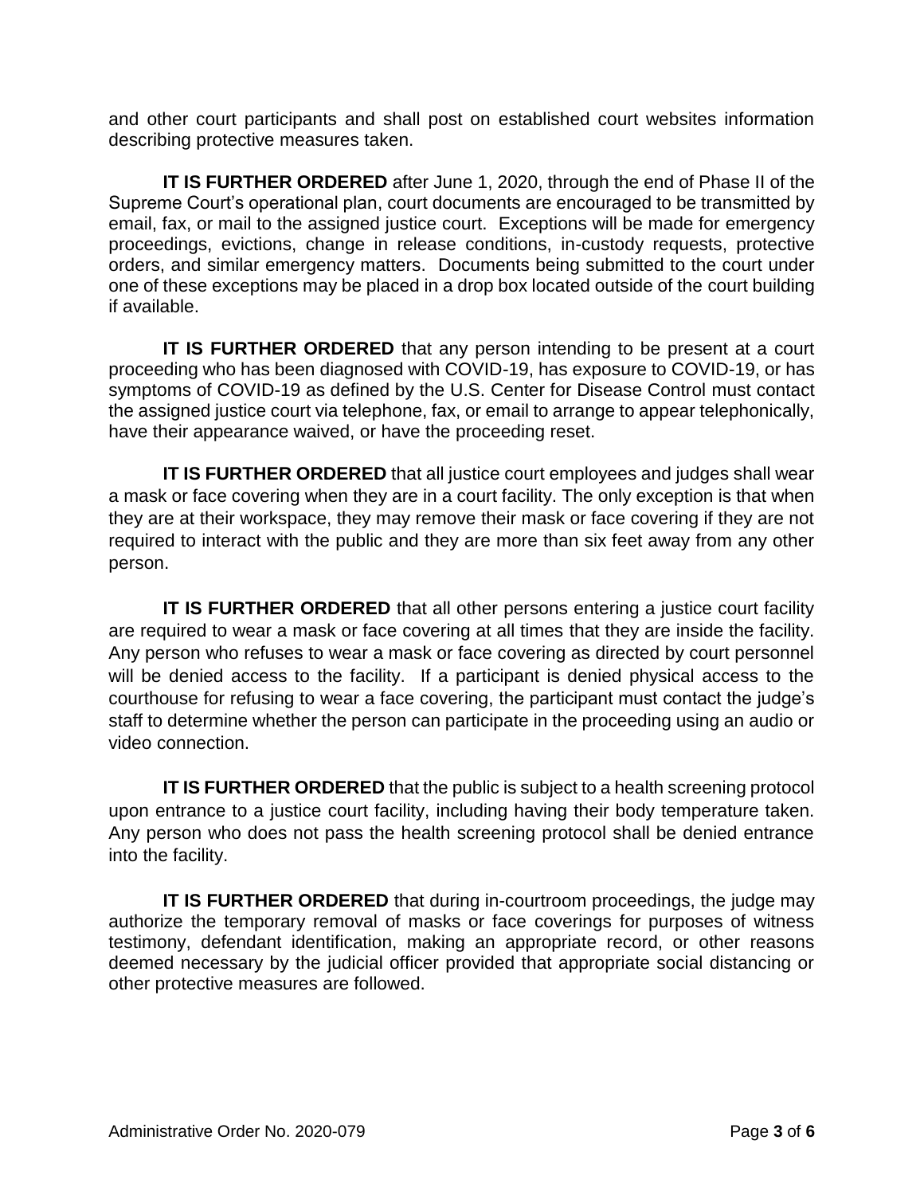and other court participants and shall post on established court websites information describing protective measures taken.

**IT IS FURTHER ORDERED** after June 1, 2020, through the end of Phase II of the Supreme Court's operational plan, court documents are encouraged to be transmitted by email, fax, or mail to the assigned justice court. Exceptions will be made for emergency proceedings, evictions, change in release conditions, in-custody requests, protective orders, and similar emergency matters. Documents being submitted to the court under one of these exceptions may be placed in a drop box located outside of the court building if available.

**IT IS FURTHER ORDERED** that any person intending to be present at a court proceeding who has been diagnosed with COVID-19, has exposure to COVID-19, or has symptoms of COVID-19 as defined by the U.S. Center for Disease Control must contact the assigned justice court via telephone, fax, or email to arrange to appear telephonically, have their appearance waived, or have the proceeding reset.

**IT IS FURTHER ORDERED** that all justice court employees and judges shall wear a mask or face covering when they are in a court facility. The only exception is that when they are at their workspace, they may remove their mask or face covering if they are not required to interact with the public and they are more than six feet away from any other person.

**IT IS FURTHER ORDERED** that all other persons entering a justice court facility are required to wear a mask or face covering at all times that they are inside the facility. Any person who refuses to wear a mask or face covering as directed by court personnel will be denied access to the facility. If a participant is denied physical access to the courthouse for refusing to wear a face covering, the participant must contact the judge's staff to determine whether the person can participate in the proceeding using an audio or video connection.

**IT IS FURTHER ORDERED** that the public is subject to a health screening protocol upon entrance to a justice court facility, including having their body temperature taken. Any person who does not pass the health screening protocol shall be denied entrance into the facility.

**IT IS FURTHER ORDERED** that during in-courtroom proceedings, the judge may authorize the temporary removal of masks or face coverings for purposes of witness testimony, defendant identification, making an appropriate record, or other reasons deemed necessary by the judicial officer provided that appropriate social distancing or other protective measures are followed.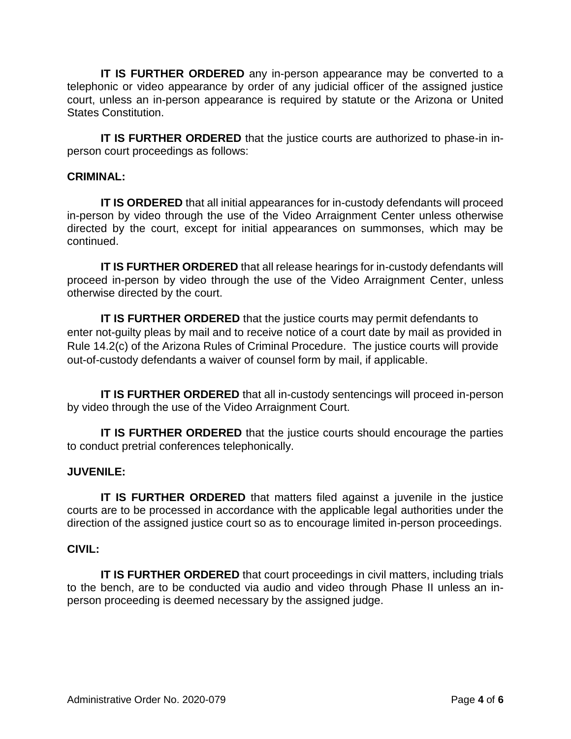**IT IS FURTHER ORDERED** any in-person appearance may be converted to a telephonic or video appearance by order of any judicial officer of the assigned justice court, unless an in-person appearance is required by statute or the Arizona or United States Constitution.

**IT IS FURTHER ORDERED** that the justice courts are authorized to phase-in in-person court proceedings as follows:

**CRIMINAL:**

**IT IS ORDERED** that all initial appearances for in-custody defendants will proceed in-person by video through the use of the Video Arraignment Center unless otherwise directed by the court, except for initial appearances on summonses, which may be continued.

**IT IS FURTHER ORDERED** that all release hearings for in-custody defendants will proceed in-person by video through the use of the Video Arraignment Center, unless otherwise directed by the court.

**IT IS FURTHER ORDERED** that the justice courts may permit defendants to enter not-guilty pleas by mail and to receive notice of a court date by mail as provided in Rule 14.2(c) of the Arizona Rules of Criminal Procedure. The justice courts will provide out-of-custody defendants a waiver of counsel form by mail, if applicable.

**IT IS FURTHER ORDERED** that all in-custody sentencings will proceed in-person by video through the use of the Video Arraignment Court.

**IT IS FURTHER ORDERED** that the justice courts should encourage the parties to conduct pretrial conferences telephonically.

**JUVENILE:**

**IT IS FURTHER ORDERED** that matters filed against a juvenile in the justice courts are to be processed in accordance with the applicable legal authorities under the direction of the assigned justice court so as to encourage limited in-person proceedings.

**CIVIL:**

**IT IS FURTHER ORDERED** that court proceedings in civil matters, including trials to the bench, are to be conducted via audio and video through Phase II unless an in-person proceeding is deemed necessary by the assigned judge.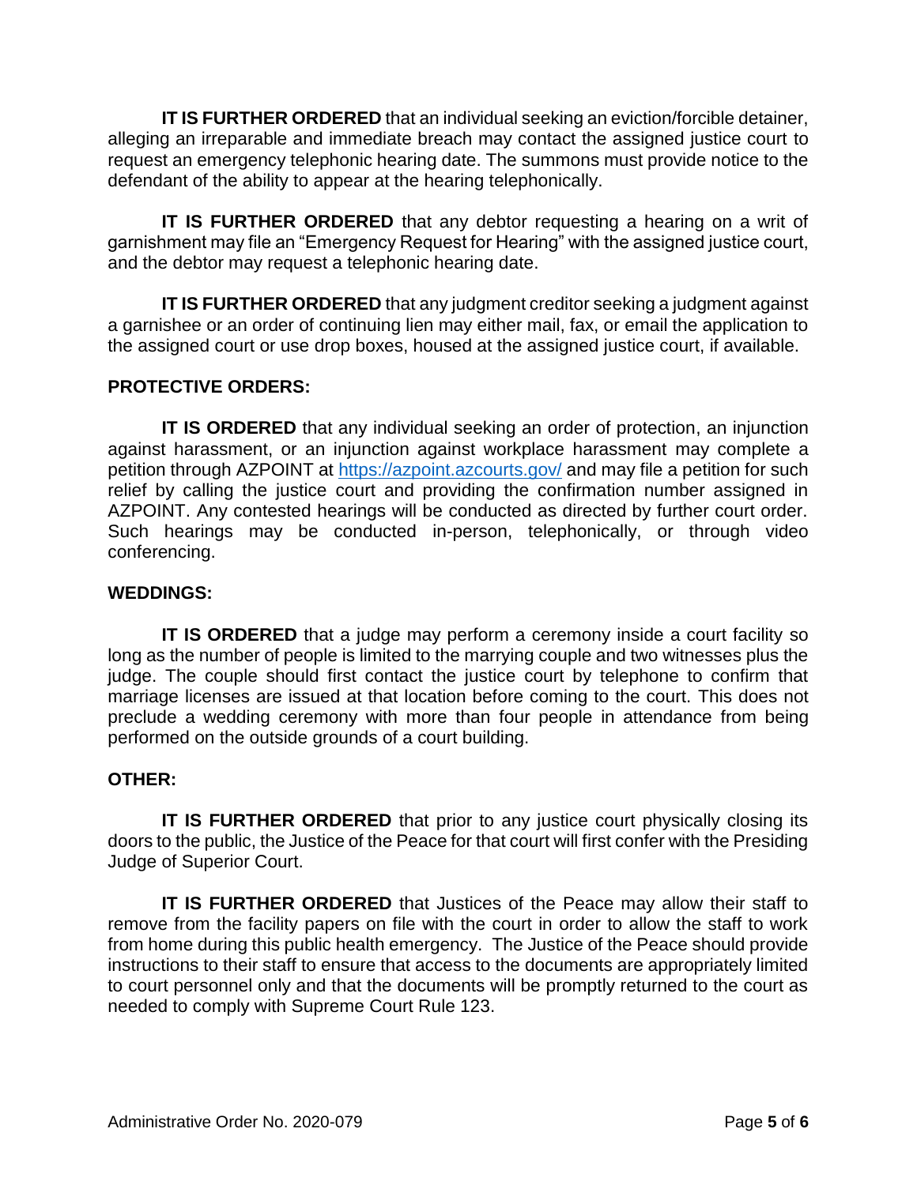**IT IS FURTHER ORDERED** that an individual seeking an eviction/forcible detainer, alleging an irreparable and immediate breach may contact the assigned justice court to request an emergency telephonic hearing date. The summons must provide notice to the defendant of the ability to appear at the hearing telephonically.

**IT IS FURTHER ORDERED** that any debtor requesting a hearing on a writ of garnishment may file an "Emergency Request for Hearing" with the assigned justice court, and the debtor may request a telephonic hearing date.

**IT IS FURTHER ORDERED** that any judgment creditor seeking a judgment against a garnishee or an order of continuing lien may either mail, fax, or email the application to the assigned court or use drop boxes, housed at the assigned justice court, if available.

**PROTECTIVE ORDERS:**

**IT IS ORDERED** that any individual seeking an order of protection, an injunction against harassment, or an injunction against workplace harassment may complete a petition through AZPOINT at [https://azpoint.azcourts.gov/](https://azpoint.azcourts.gov/) and may file a petition for such relief by calling the justice court and providing the confirmation number assigned in AZPOINT. Any contested hearings will be conducted as directed by further court order. Such hearings may be conducted in-person, telephonically, or through video conferencing.

**WEDDINGS:**

**IT IS ORDERED** that a judge may perform a ceremony inside a court facility so long as the number of people is limited to the marrying couple and two witnesses plus the judge. The couple should first contact the justice court by telephone to confirm that marriage licenses are issued at that location before coming to the court. This does not preclude a wedding ceremony with more than four people in attendance from being performed on the outside grounds of a court building.

**OTHER:**

**IT IS FURTHER ORDERED** that prior to any justice court physically closing its doors to the public, the Justice of the Peace for that court will first confer with the Presiding Judge of Superior Court.

**IT IS FURTHER ORDERED** that Justices of the Peace may allow their staff to remove from the facility papers on file with the court in order to allow the staff to work from home during this public health emergency. The Justice of the Peace should provide instructions to their staff to ensure that access to the documents are appropriately limited to court personnel only and that the documents will be promptly returned to the court as needed to comply with Supreme Court Rule 123.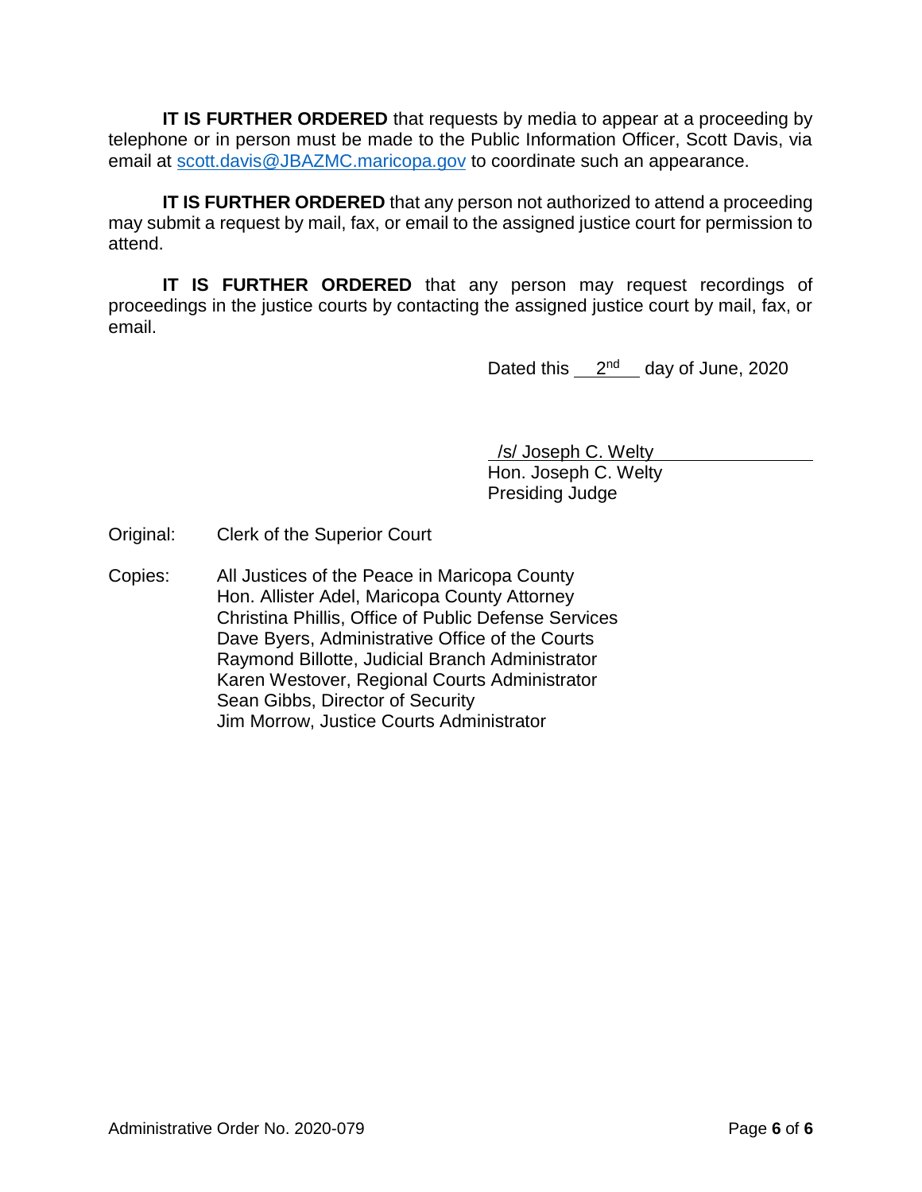**IT IS FURTHER ORDERED** that requests by media to appear at a proceeding by telephone or in person must be made to the Public Information Officer, Scott Davis, via email at scott.davis@JBAZMC.maricopa.gov to coordinate such an appearance.

**IT IS FURTHER ORDERED** that any person not authorized to attend a proceeding may submit a request by mail, fax, or email to the assigned justice court for permission to attend.

**IT IS FURTHER ORDERED** that any person may request recordings of proceedings in the justice courts by contacting the assigned justice court by mail, fax, or email.

Dated this 2nd day of June, 2020

/s/ Joseph C. Welty
Hon. Joseph C. Welty
Presiding Judge

Original: Clerk of the Superior Court

Copies: All Justices of the Peace in Maricopa County
Hon. Allister Adel, Maricopa County Attorney
Christina Phillis, Office of Public Defense Services
Dave Byers, Administrative Office of the Courts
Raymond Billotte, Judicial Branch Administrator
Karen Westover, Regional Courts Administrator
Sean Gibbs, Director of Security
Jim Morrow, Justice Courts Administrator

Administrative Order No. 2020-079